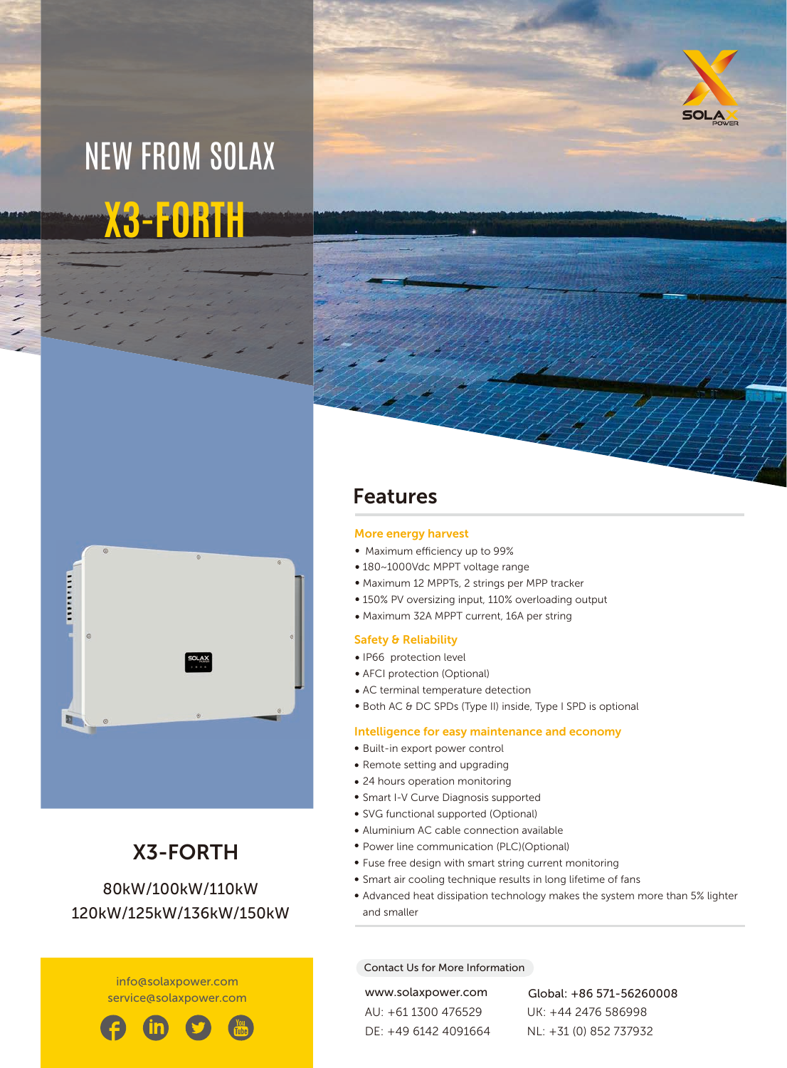# NEW FROM SOLAX

# X3-FORTH

## X3-FORTH

80kW/100kW/110kW
120kW/125kW/136kW/150kW

info@solaxpower.com
service@solaxpower.com

## Features

### More energy harvest

- Maximum efficiency up to 99%
- 180~1000Vdc MPPT voltage range
- Maximum 12 MPPTs, 2 strings per MPP tracker
- 150% PV oversizing input, 110% overloading output
- Maximum 32A MPPT current, 16A per string

### Safety & Reliability

- IP66 protection level
- AFCI protection (Optional)
- AC terminal temperature detection
- Both AC & DC SPDs (Type II) inside, Type I SPD is optional

### Intelligence for easy maintenance and economy

- Built-in export power control
- Remote setting and upgrading
- 24 hours operation monitoring
- Smart I-V Curve Diagnosis supported
- SVG functional supported (Optional)
- Aluminium AC cable connection available
- Power line communication (PLC)(Optional)
- Fuse free design with smart string current monitoring
- Smart air cooling technique results in long lifetime of fans
- Advanced heat dissipation technology makes the system more than 5% lighter and smaller

Contact Us for More Information

www.solaxpower.com
AU: +61 1300 476529
DE: +49 6142 4091664

Global: +86 571-56260008
UK: +44 2476 586998
NL: +31 (0) 852 737932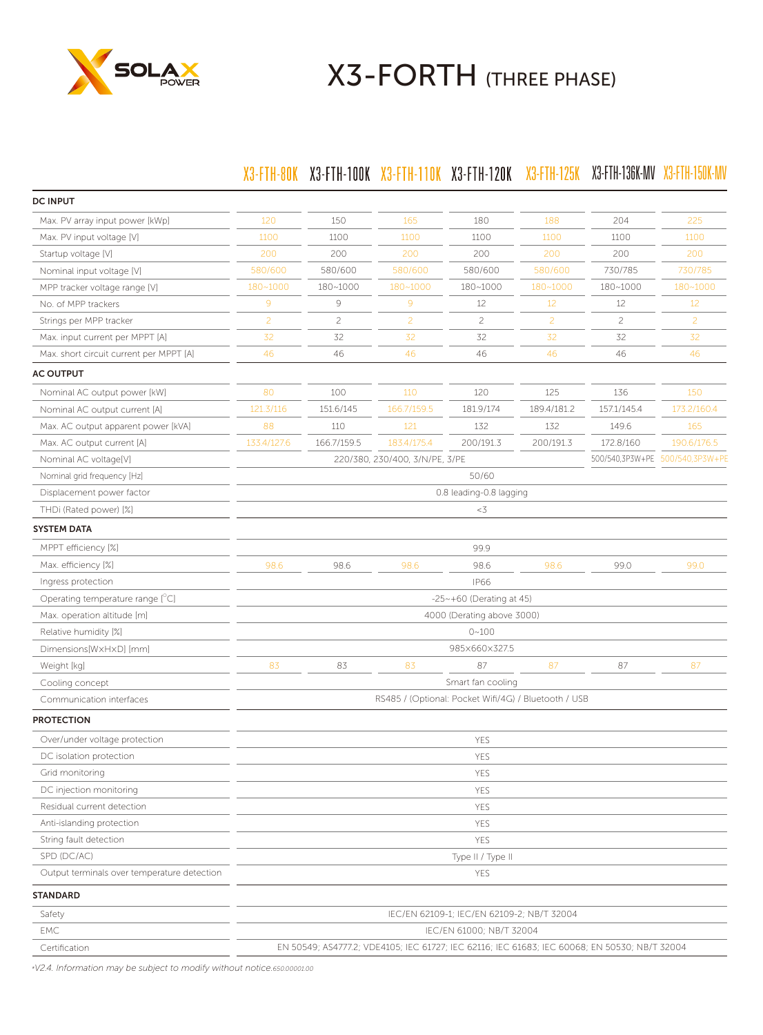# X3-FORTH (THREE PHASE)

| | X3-FTH-80K | X3-FTH-100K | X3-FTH-110K | X3-FTH-120K | X3-FTH-125K | X3-FTH-136K-MV | X3-FTH-150K-MV |
|---|---|---|---|---|---|---|---|
| **DC INPUT** | | | | | | | |
| Max. PV array input power [kWp] | 120 | 150 | 165 | 180 | 188 | 204 | 225 |
| Max. PV input voltage [V] | 1100 | 1100 | 1100 | 1100 | 1100 | 1100 | 1100 |
| Startup voltage [V] | 200 | 200 | 200 | 200 | 200 | 200 | 200 |
| Nominal input voltage [V] | 580/600 | 580/600 | 580/600 | 580/600 | 580/600 | 730/785 | 730/785 |
| MPP tracker voltage range [V] | 180~1000 | 180~1000 | 180~1000 | 180~1000 | 180~1000 | 180~1000 | 180~1000 |
| No. of MPP trackers | 9 | 9 | 9 | 12 | 12 | 12 | 12 |
| Strings per MPP tracker | 2 | 2 | 2 | 2 | 2 | 2 | 2 |
| Max. input current per MPPT [A] | 32 | 32 | 32 | 32 | 32 | 32 | 32 |
| Max. short circuit current per MPPT [A] | 46 | 46 | 46 | 46 | 46 | 46 | 46 |
| **AC OUTPUT** | | | | | | | |
| Nominal AC output power [kW] | 80 | 100 | 110 | 120 | 125 | 136 | 150 |
| Nominal AC output current [A] | 121.3/116 | 151.6/145 | 166.7/159.5 | 181.9/174 | 189.4/181.2 | 157.1/145.4 | 173.2/160.4 |
| Max. AC output apparent power [kVA] | 88 | 110 | 121 | 132 | 132 | 149.6 | 165 |
| Max. AC output current [A] | 133.4/127.6 | 166.7/159.5 | 183.4/175.4 | 200/191.3 | 200/191.3 | 172.8/160 | 190.6/176.5 |
| Nominal AC voltage[V] | 220/380, 230/400, 3/N/PE, 3/PE | | | | | 500/540,3P3W+PE | 500/540,3P3W+PE |
| Nominal grid frequency [Hz] | 50/60 | | | | | | |
| Displacement power factor | 0.8 leading-0.8 lagging | | | | | | |
| THDi (Rated power) [%] | <3 | | | | | | |
| **SYSTEM DATA** | | | | | | | |
| MPPT efficiency [%] | 99.9 | | | | | | |
| Max. efficiency [%] | 98.6 | 98.6 | 98.6 | 98.6 | 98.6 | 99.0 | 99.0 |
| Ingress protection | IP66 | | | | | | |
| Operating temperature range [°C] | -25~+60 (Derating at 45) | | | | | | |
| Max. operation altitude [m] | 4000 (Derating above 3000) | | | | | | |
| Relative humidity [%] | 0~100 | | | | | | |
| Dimensions[W×H×D] [mm] | 985×660×327.5 | | | | | | |
| Weight [kg] | 83 | 83 | 83 | 87 | 87 | 87 | 87 |
| Cooling concept | Smart fan cooling | | | | | | |
| Communication interfaces | RS485 / (Optional: Pocket Wifi/4G) / Bluetooth / USB | | | | | | |
| **PROTECTION** | | | | | | | |
| Over/under voltage protection | YES | | | | | | |
| DC isolation protection | YES | | | | | | |
| Grid monitoring | YES | | | | | | |
| DC injection monitoring | YES | | | | | | |
| Residual current detection | YES | | | | | | |
| Anti-islanding protection | YES | | | | | | |
| String fault detection | YES | | | | | | |
| SPD (DC/AC) | Type II / Type II | | | | | | |
| Output terminals over temperature detection | YES | | | | | | |
| **STANDARD** | | | | | | | |
| Safety | IEC/EN 62109-1; IEC/EN 62109-2; NB/T 32004 | | | | | | |
| EMC | IEC/EN 61000; NB/T 32004 | | | | | | |
| Certification | EN 50549; AS4777.2; VDE4105; IEC 61727; IEC 62116; IEC 61683; IEC 60068; EN 50530; NB/T 32004 | | | | | | |

*\*V2.4. Information may be subject to modify without notice.650.00001.00*